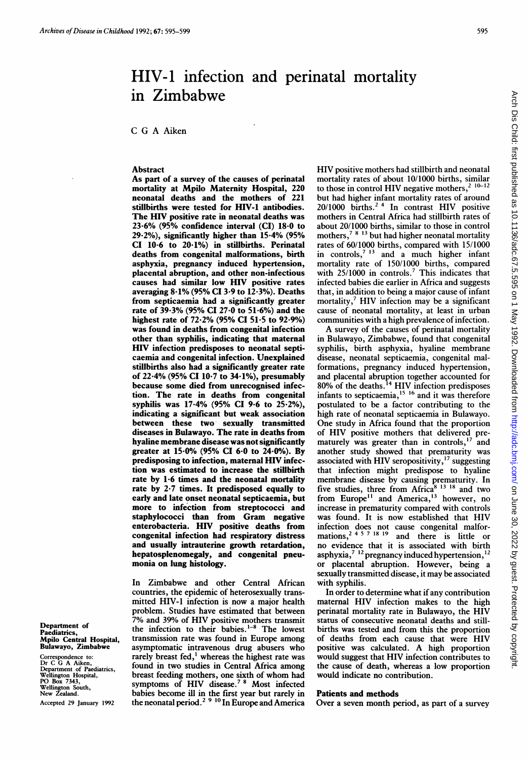# HIV-1 infection and perinatal mortality in Zimbabwe

C G A Aiken

Department of Paediatrics, Mpilo Central Hospital, Bulawayo, Zimbabwe

Correspondence to: Dr C G A Aiken, Department of Paediatrics, Wellington Hospital, PO Box 7343, Wellington South, New Zealand.

Accepted 29 January 1992

## Abstract

As part of a survey of the causes of perinatal mortality at Mpilo Maternity Hospital, 220 neonatal deaths and the mothers of 221 stillbirths were tested for HIV-1 antibodies. The HIV positive rate in neonatal deaths was 23·6% (95% confidence interval (CI) 18·0 to 29·2%), significantly higher than 15·4% (95% CI 10·6 to 20·1%) in stillbirths. Perinatal deaths from congenital malformations, birth asphyxia, pregnancy induced hypertension, placental abruption, and other non-infectious causes had similar low HIV positive rates averaging 8·1% (95% CI 3·9 to 12·3%). Deaths from septicaemia had a significantly greater rate of 39·3% (95% CI 27·0 to 51·6%) and the highest rate of 72·2% (95% CI 51·5 to 92·9%) was found in deaths from congenital infection other than syphilis, indicating that maternal HIV infection predisposes to neonatal septicaemia and congenital infection. Unexplained stillbirths also had a significantly greater rate of 22·4% (95% CI 10·7 to 34·1%), presumably because some died from unrecognised infection. The rate in deaths from congenital syphilis was 17·4% (95% CI 9·6 to 25·2%), indicating a significant but weak association between these two sexually transmitted diseases in Bulawayo. The rate in deaths from hyaline membrane disease was not significantly greater at 15·0% (95% CI 6·0 to 24·0%). By predisposing to infection, maternal HIV infection was estimated to increase the stillbirth rate by 1·6 times and the neonatal mortality rate by 2·7 times. It predisposed equally to early and late onset neonatal septicaemia, but more to infection from streptococci and staphylococci than from Gram negative enterobacteria. HIV positive deaths from congenital infection had respiratory distress and usually intrauterine growth retardation, hepatosplenomegaly, and congenital pneumonia on lung histology.

In Zimbabwe and other Central African countries, the epidemic of heterosexually transmitted HIV-1 infection is now a major health problem. Studies have estimated that between 7% and 39% of HIV positive mothers transmit the infection to their babies.[1-8] The lowest transmission rate was found in Europe among asymptomatic intravenous drug abusers who rarely breast fed,[1] whereas the highest rate was found in two studies in Central Africa among breast feeding mothers, one sixth of whom had symptoms of HIV disease.[7,8] Most infected babies become ill in the first year but rarely in the neonatal period.[2,9,10] In Europe and America HIV positive mothers had stillbirth and neonatal mortality rates of about 10/1000 births, similar to those in control HIV negative mothers,[2,10-12] but had higher infant mortality rates of around 20/1000 births.[2,4] In contrast HIV positive mothers in Central Africa had stillbirth rates of about 20/1000 births, similar to those in control mothers,[7,8,13] but had higher neonatal mortality rates of 60/1000 births, compared with 15/1000 in controls,[7,13] and a much higher infant mortality rate of 150/1000 births, compared with 25/1000 in controls.[7] This indicates that infected babies die earlier in Africa and suggests that, in addition to being a major cause of infant mortality,[7] HIV infection may be a significant cause of neonatal mortality, at least in urban communities with a high prevalence of infection.

A survey of the causes of perinatal mortality in Bulawayo, Zimbabwe, found that congenital syphilis, birth asphyxia, hyaline membrane disease, neonatal septicaemia, congenital malformations, pregnancy induced hypertension, and placental abruption together accounted for 80% of the deaths.[14] HIV infection predisposes infants to septicaemia,[15,16] and it was therefore postulated to be a factor contributing to the high rate of neonatal septicaemia in Bulawayo. One study in Africa found that the proportion of HIV positive mothers that delivered prematurely was greater than in controls,[17] and another study showed that prematurity was associated with HIV seropositivity,[17] suggesting that infection might predispose to hyaline membrane disease by causing prematurity. In five studies, three from Africa[8,13,18] and two from Europe[11] and America,[13] however, no increase in prematurity compared with controls was found. It is now established that HIV infection does not cause congenital malformations,[2,4,5,7,18,19] and there is little or no evidence that it is associated with birth asphyxia,[7,12] pregnancy induced hypertension,[12] or placental abruption. However, being a sexually transmitted disease, it may be associated with syphilis.

In order to determine what if any contribution maternal HIV infection makes to the high perinatal mortality rate in Bulawayo, the HIV status of consecutive neonatal deaths and stillbirths was tested and from this the proportion of deaths from each cause that were HIV positive was calculated. A high proportion would suggest that HIV infection contributes to the cause of death, whereas a low proportion would indicate no contribution.

## Patients and methods

Over a seven month period, as part of a survey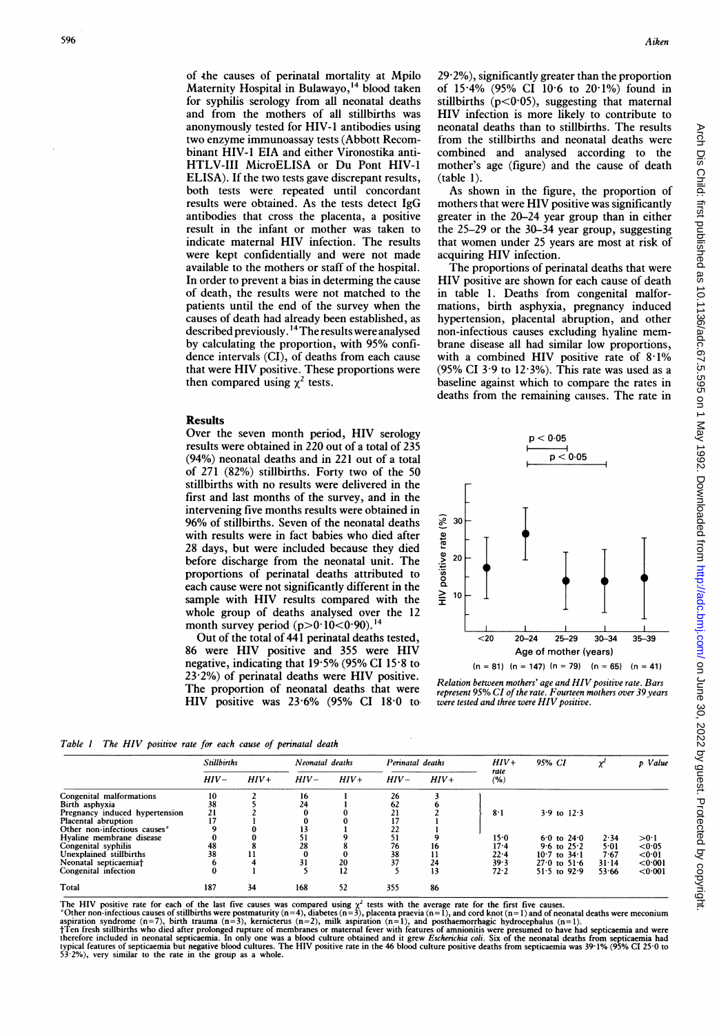of the causes of perinatal mortality at Mpilo Maternity Hospital in Bulawayo,[14] blood taken for syphilis serology from all neonatal deaths and from the mothers of all stillbirths was anonymously tested for HIV-1 antibodies using two enzyme immunoassay tests (Abbott Recombinant HIV-1 EIA and either Vironostika anti-HTLV-III MicroELISA or Du Pont HIV-1 ELISA). If the two tests gave discrepant results, both tests were repeated until concordant results were obtained. As the tests detect IgG antibodies that cross the placenta, a positive result in the infant or mother was taken to indicate maternal HIV infection. The results were kept confidentially and were not made available to the mothers or staff of the hospital. In order to prevent a bias in determining the cause of death, the results were not matched to the patients until the end of the survey when the causes of death had already been established, as described previously.[14] The results were analysed by calculating the proportion, with 95% confidence intervals (CI), of deaths from each cause that were HIV positive. These proportions were then compared using $\chi^2$ tests.

## Results

Over the seven month period, HIV serology results were obtained in 220 out of a total of 235 (94%) neonatal deaths and in 221 out of a total of 271 (82%) stillbirths. Forty two of the 50 stillbirths with no results were delivered in the first and last months of the survey, and in the intervening five months results were obtained in 96% of stillbirths. Seven of the neonatal deaths with results were in fact babies who died after 28 days, but were included because they died before discharge from the neonatal unit. The proportions of perinatal deaths attributed to each cause were not significantly different in the sample with HIV results compared with the whole group of deaths analysed over the 12 month survey period ($p>0.10<0.90$).[14]

Out of the total of 441 perinatal deaths tested, 86 were HIV positive and 355 were HIV negative, indicating that 19·5% (95% CI 15·8 to 23·2%) of perinatal deaths were HIV positive. The proportion of neonatal deaths that were HIV positive was 23·6% (95% CI 18·0 to 29·2%), significantly greater than the proportion of 15·4% (95% CI 10·6 to 20·1%) found in stillbirths ($p<0.05$), suggesting that maternal HIV infection is more likely to contribute to neonatal deaths than to stillbirths. The results from the stillbirths and neonatal deaths were combined and analysed according to the mother's age (figure) and the cause of death (table 1).

As shown in the figure, the proportion of mothers that were HIV positive was significantly greater in the 20–24 year group than in either the 25–29 or the 30–34 year group, suggesting that women under 25 years are most at risk of acquiring HIV infection.

The proportions of perinatal deaths that were HIV positive are shown for each cause of death in table 1. Deaths from congenital malformations, birth asphyxia, pregnancy induced hypertension, placental abruption, and other non-infectious causes excluding hyaline membrane disease all had similar low proportions, with a combined HIV positive rate of 8·1% (95% CI 3·9 to 12·3%). This rate was used as a baseline against which to compare the rates in deaths from the remaining causes. The rate in

*Relation between mothers' age and HIV positive rate. Bars represent 95% CI of the rate. Fourteen mothers over 39 years were tested and three were HIV positive.*

Table 1 *The HIV positive rate for each cause of perinatal death*

| | Stillbirths | | Neonatal deaths | | Perinatal deaths | | HIV+ rate (%) | 95% CI | $\chi^2$ | p Value |
|---|---|---|---|---|---|---|---|---|---|---|
| | HIV− | HIV+ | HIV− | HIV+ | HIV− | HIV+ | | | | |
| Congenital malformations | 10 | 2 | 16 | 1 | 26 | 3 | | | | |
| Birth asphyxia | 38 | 5 | 24 | 1 | 62 | 6 | | | | |
| Pregnancy induced hypertension | 21 | 2 | 0 | 0 | 21 | 2 | 8·1 | 3·9 to 12·3 | | |
| Placental abruption | 17 | 1 | 0 | 0 | 17 | 1 | | | | |
| Other non-infectious causes* | 9 | 0 | 13 | 1 | 22 | 1 | | | | |
| Hyaline membrane disease | 0 | 0 | 51 | 9 | 51 | 9 | 15·0 | 6·0 to 24·0 | 2·34 | >0·1 |
| Congenital syphilis | 48 | 8 | 28 | 8 | 76 | 16 | 17·4 | 9·6 to 25·2 | 5·01 | <0·05 |
| Unexplained stillbirths | 38 | 11 | 0 | 0 | 38 | 11 | 22·4 | 10·7 to 34·1 | 7·67 | <0·01 |
| Neonatal septicaemia† | 6 | 4 | 31 | 20 | 37 | 24 | 39·3 | 27·0 to 51·6 | 31·14 | <0·001 |
| Congenital infection | 0 | 1 | 5 | 12 | 5 | 13 | 72·2 | 51·5 to 92·9 | 53·66 | <0·001 |
| Total | 187 | 34 | 168 | 52 | 355 | 86 | | | | |

The HIV positive rate for each of the last five causes was compared using $\chi^2$ tests with the average rate for the first five causes.
*Other non-infectious causes of stillbirths were postmaturity (n=4), diabetes (n=3), placenta praevia (n=1), and cord knot (n=1) and of neonatal deaths were meconium aspiration syndrome (n=7), birth trauma (n=3), kernicterus (n=2), milk aspiration (n=1), and posthaemorrhagic hydrocephalus (n=1).
†Ten fresh stillbirths who died after prolonged rupture of membranes or maternal fever with features of amnionitis were presumed to have had septicaemia and were therefore included in neonatal septicaemia. In only one was a blood culture obtained and it grew *Escherichia coli*. Six of the neonatal deaths from septicaemia had typical features of septicaemia but negative blood cultures. The HIV positive rate in the 46 blood culture positive deaths from septicaemia was 39·1% (95% CI 25·0 to 53·2%), very similar to the rate in the group as a whole.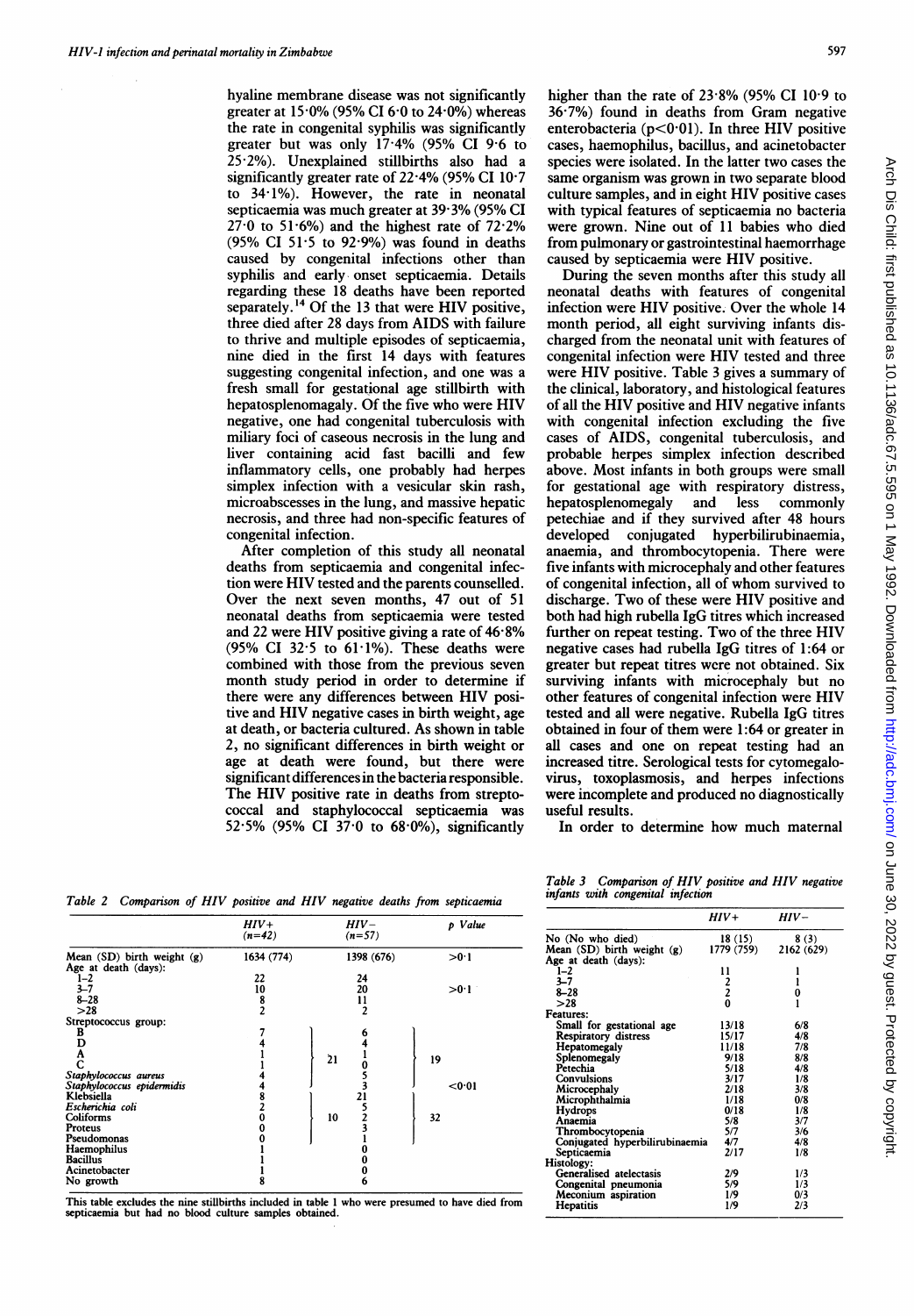hyaline membrane disease was not significantly greater at 15·0% (95% CI 6·0 to 24·0%) whereas the rate in congenital syphilis was significantly greater but was only 17·4% (95% CI 9·6 to 25·2%). Unexplained stillbirths also had a significantly greater rate of 22·4% (95% CI 10·7 to 34·1%). However, the rate in neonatal septicaemia was much greater at 39·3% (95% CI 27·0 to 51·6%) and the highest rate of 72·2% (95% CI 51·5 to 92·9%) was found in deaths caused by congenital infections other than syphilis and early onset septicaemia. Details regarding these 18 deaths have been reported separately.[14] Of the 13 that were HIV positive, three died after 28 days from AIDS with failure to thrive and multiple episodes of septicaemia, nine died in the first 14 days with features suggesting congenital infection, and one was a fresh small for gestational age stillbirth with hepatosplenomagaly. Of the five who were HIV negative, one had congenital tuberculosis with miliary foci of caseous necrosis in the lung and liver containing acid fast bacilli and few inflammatory cells, one probably had herpes simplex infection with a vesicular skin rash, microabscesses in the lung, and massive hepatic necrosis, and three had non-specific features of congenital infection.

After completion of this study all neonatal deaths from septicaemia and congenital infection were HIV tested and the parents counselled. Over the next seven months, 47 out of 51 neonatal deaths from septicaemia were tested and 22 were HIV positive giving a rate of 46·8% (95% CI 32·5 to 61·1%). These deaths were combined with those from the previous seven month study period in order to determine if there were any differences between HIV positive and HIV negative cases in birth weight, age at death, or bacteria cultured. As shown in table 2, no significant differences in birth weight or age at death were found, but there were significant differences in the bacteria responsible. The HIV positive rate in deaths from streptococcal and staphylococcal septicaemia was 52·5% (95% CI 37·0 to 68·0%), significantly higher than the rate of 23·8% (95% CI 10·9 to 36·7%) found in deaths from Gram negative enterobacteria ($p<0·01$). In three HIV positive cases, haemophilus, bacillus, and acinetobacter species were isolated. In the latter two cases the same organism was grown in two separate blood culture samples, and in eight HIV positive cases with typical features of septicaemia no bacteria were grown. Nine out of 11 babies who died from pulmonary or gastrointestinal haemorrhage caused by septicaemia were HIV positive.

During the seven months after this study all neonatal deaths with features of congenital infection were HIV positive. Over the whole 14 month period, all eight surviving infants discharged from the neonatal unit with features of congenital infection were HIV tested and three were HIV positive. Table 3 gives a summary of the clinical, laboratory, and histological features of all the HIV positive and HIV negative infants with congenital infection excluding the five cases of AIDS, congenital tuberculosis, and probable herpes simplex infection described above. Most infants in both groups were small for gestational age with respiratory distress, hepatosplenomegaly and less commonly petechiae and if they survived after 48 hours developed conjugated hyperbilirubinaemia, anaemia, and thrombocytopenia. There were five infants with microcephaly and other features of congenital infection, all of whom survived to discharge. Two of these were HIV positive and both had high rubella IgG titres which increased further on repeat testing. Two of the three HIV negative cases had rubella IgG titres of 1:64 or greater but repeat titres were not obtained. Six surviving infants with microcephaly but no other features of congenital infection were HIV tested and all were negative. Rubella IgG titres obtained in four of them were 1:64 or greater in all cases and one on repeat testing had an increased titre. Serological tests for cytomegalovirus, toxoplasmosis, and herpes infections were incomplete and produced no diagnostically useful results.

In order to determine how much maternal

*Table 2 Comparison of HIV positive and HIV negative deaths from septicaemia*

| | HIV+ (n=42) | | HIV− (n=57) | | p Value |
|---|---|---|---|---|---|
| Mean (SD) birth weight (g) | 1634 (774) | | 1398 (676) | | >0·1 |
| Age at death (days): | | | | | |
| 1–2 | 22 | | 24 | | |
| 3–7 | 10 | | 20 | | >0·1 |
| 8–28 | 8 | | 11 | | |
| >28 | 2 | | 2 | | |
| Streptococcus group: | | | | | |
| B | 7 | | 6 | | |
| D | 4 | | 4 | | |
| A | 1 | 21 | 1 | 19 | |
| C | 1 | | 0 | | |
| *Staphylococcus aureus* | 4 | | 5 | | |
| *Staphylococcus epidermidis* | 4 | | 3 | | <0·01 |
| Klebsiella | 8 | | 21 | | |
| *Escherichia coli* | 2 | | 5 | | |
| Coliforms | 0 | 10 | 2 | 32 | |
| Proteus | 0 | | 3 | | |
| Pseudomonas | 0 | | 1 | | |
| Haemophilus | 1 | | 0 | | |
| Bacillus | 1 | | 0 | | |
| Acinetobacter | 1 | | 0 | | |
| No growth | 8 | | 6 | | |

This table excludes the nine stillbirths included in table 1 who were presumed to have died from septicaemia but had no blood culture samples obtained.

*Table 3 Comparison of HIV positive and HIV negative infants with congenital infection*

| | HIV+ | HIV− |
|---|---|---|
| No (No who died) | 18 (15) | 8 (3) |
| Mean (SD) birth weight (g) | 1779 (759) | 2162 (629) |
| Age at death (days): | | |
| 1–2 | 11 | 1 |
| 3–7 | 2 | 1 |
| 8–28 | 2 | 0 |
| >28 | 0 | 1 |
| Features: | | |
| Small for gestational age | 13/18 | 6/8 |
| Respiratory distress | 15/17 | 4/8 |
| Hepatomegaly | 11/18 | 7/8 |
| Splenomegaly | 9/18 | 8/8 |
| Petechia | 5/18 | 4/8 |
| Convulsions | 3/17 | 1/8 |
| Microcephaly | 2/18 | 3/8 |
| Microphthalmia | 1/18 | 0/8 |
| Hydrops | 0/18 | 1/8 |
| Anaemia | 5/8 | 3/7 |
| Thrombocytopenia | 5/7 | 3/6 |
| Conjugated hyperbilirubinaemia | 4/7 | 4/8 |
| Septicaemia | 2/17 | 1/8 |
| Histology: | | |
| Generalised atelectasis | 2/9 | 1/3 |
| Congenital pneumonia | 5/9 | 1/3 |
| Meconium aspiration | 1/9 | 0/3 |
| Hepatitis | 1/9 | 2/3 |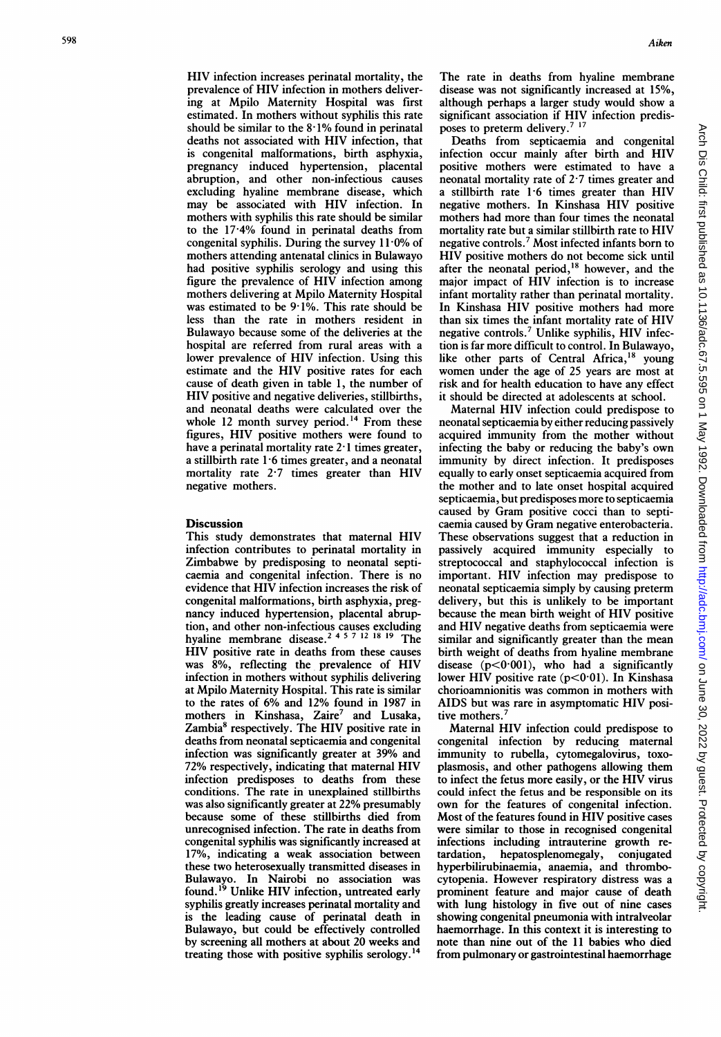HIV infection increases perinatal mortality, the prevalence of HIV infection in mothers delivering at Mpilo Maternity Hospital was first estimated. In mothers without syphilis this rate should be similar to the 8·1% found in perinatal deaths not associated with HIV infection, that is congenital malformations, birth asphyxia, pregnancy induced hypertension, placental abruption, and other non-infectious causes excluding hyaline membrane disease, which may be associated with HIV infection. In mothers with syphilis this rate should be similar to the 17·4% found in perinatal deaths from congenital syphilis. During the survey 11·0% of mothers attending antenatal clinics in Bulawayo had positive syphilis serology and using this figure the prevalence of HIV infection among mothers delivering at Mpilo Maternity Hospital was estimated to be 9·1%. This rate should be less than the rate in mothers resident in Bulawayo because some of the deliveries at the hospital are referred from rural areas with a lower prevalence of HIV infection. Using this estimate and the HIV positive rates for each cause of death given in table 1, the number of HIV positive and negative deliveries, stillbirths, and neonatal deaths were calculated over the whole 12 month survey period.[14] From these figures, HIV positive mothers were found to have a perinatal mortality rate 2·1 times greater, a stillbirth rate 1·6 times greater, and a neonatal mortality rate 2·7 times greater than HIV negative mothers.

## Discussion

This study demonstrates that maternal HIV infection contributes to perinatal mortality in Zimbabwe by predisposing to neonatal septicaemia and congenital infection. There is no evidence that HIV infection increases the risk of congenital malformations, birth asphyxia, pregnancy induced hypertension, placental abruption, and other non-infectious causes excluding hyaline membrane disease.[2 4 5 7 12 18 19] The HIV positive rate in deaths from these causes was 8%, reflecting the prevalence of HIV infection in mothers without syphilis delivering at Mpilo Maternity Hospital. This rate is similar to the rates of 6% and 12% found in 1987 in mothers in Kinshasa, Zaire[7] and Lusaka, Zambia[8] respectively. The HIV positive rate in deaths from neonatal septicaemia and congenital infection was significantly greater at 39% and 72% respectively, indicating that maternal HIV infection predisposes to deaths from these conditions. The rate in unexplained stillbirths was also significantly greater at 22% presumably because some of these stillbirths died from unrecognised infection. The rate in deaths from congenital syphilis was significantly increased at 17%, indicating a weak association between these two heterosexually transmitted diseases in Bulawayo. In Nairobi no association was found.[19] Unlike HIV infection, untreated early syphilis greatly increases perinatal mortality and is the leading cause of perinatal death in Bulawayo, but could be effectively controlled by screening all mothers at about 20 weeks and treating those with positive syphilis serology.[14]

The rate in deaths from hyaline membrane disease was not significantly increased at 15%, although perhaps a larger study would show a significant association if HIV infection predisposes to preterm delivery.[7 17]

Deaths from septicaemia and congenital infection occur mainly after birth and HIV positive mothers were estimated to have a neonatal mortality rate of 2·7 times greater and a stillbirth rate 1·6 times greater than HIV negative mothers. In Kinshasa HIV positive mothers had more than four times the neonatal mortality rate but a similar stillbirth rate to HIV negative controls.[7] Most infected infants born to HIV positive mothers do not become sick until after the neonatal period,[18] however, and the major impact of HIV infection is to increase infant mortality rather than perinatal mortality. In Kinshasa HIV positive mothers had more than six times the infant mortality rate of HIV negative controls.[7] Unlike syphilis, HIV infection is far more difficult to control. In Bulawayo, like other parts of Central Africa,[18] young women under the age of 25 years are most at risk and for health education to have any effect it should be directed at adolescents at school.

Maternal HIV infection could predispose to neonatal septicaemia by either reducing passively acquired immunity from the mother without infecting the baby or reducing the baby's own immunity by direct infection. It predisposes equally to early onset septicaemia acquired from the mother and to late onset hospital acquired septicaemia, but predisposes more to septicaemia caused by Gram positive cocci than to septicaemia caused by Gram negative enterobacteria. These observations suggest that a reduction in passively acquired immunity especially to streptococcal and staphylococcal infection is important. HIV infection may predispose to neonatal septicaemia simply by causing preterm delivery, but this is unlikely to be important because the mean birth weight of HIV positive and HIV negative deaths from septicaemia were similar and significantly greater than the mean birth weight of deaths from hyaline membrane disease ($p<0·001$), who had a significantly lower HIV positive rate ($p<0·01$). In Kinshasa chorioamnionitis was common in mothers with AIDS but was rare in asymptomatic HIV positive mothers.[7]

Maternal HIV infection could predispose to congenital infection by reducing maternal immunity to rubella, cytomegalovirus, toxoplasmosis, and other pathogens allowing them to infect the fetus more easily, or the HIV virus could infect the fetus and be responsible on its own for the features of congenital infection. Most of the features found in HIV positive cases were similar to those in recognised congenital infections including intrauterine growth retardation, hepatosplenomegaly, conjugated hyperbilirubinaemia, anaemia, and thrombocytopenia. However respiratory distress was a prominent feature and major cause of death with lung histology in five out of nine cases showing congenital pneumonia with intralveolar haemorrhage. In this context it is interesting to note than nine out of the 11 babies who died from pulmonary or gastrointestinal haemorrhage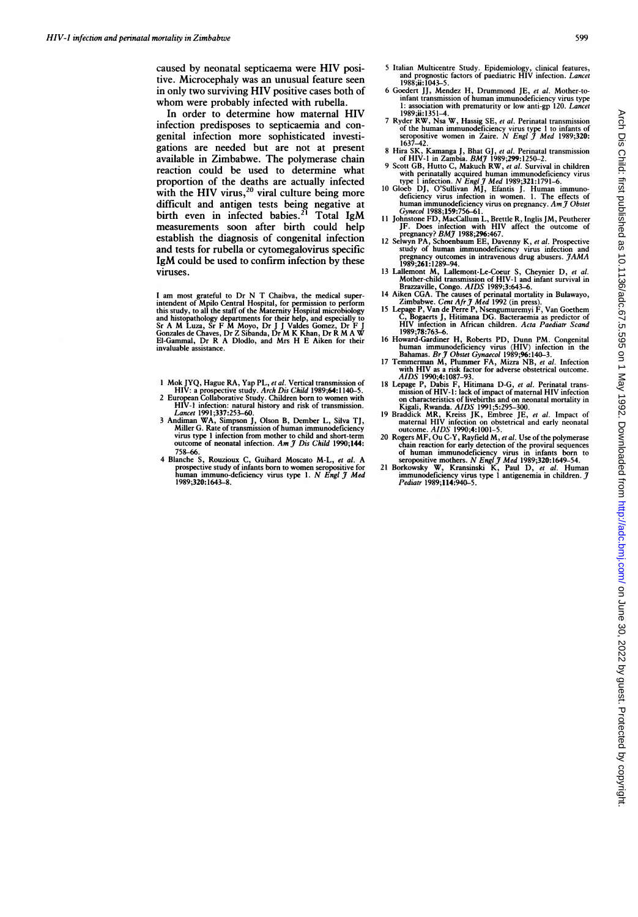caused by neonatal septicaemia were HIV positive. Microcephaly was an unusual feature seen in only two surviving HIV positive cases both of whom were probably infected with rubella.

In order to determine how maternal HIV infection predisposes to septicaemia and congenital infection more sophisticated investigations are needed but are not at present available in Zimbabwe. The polymerase chain reaction could be used to determine what proportion of the deaths are actually infected with the HIV virus,[20] viral culture being more difficult and antigen tests being negative at birth even in infected babies.[21] Total IgM measurements soon after birth could help establish the diagnosis of congenital infection and tests for rubella or cytomegalovirus specific IgM could be used to confirm infection by these viruses.

I am most grateful to Dr N T Chaibva, the medical superintendent of Mpilo Central Hospital, for permission to perform this study, to all the staff of the Maternity Hospital microbiology and histopathology departments for their help, and especially to Sr A M Luza, Sr F M Moyo, Dr J J Valdes Gomez, Dr F J Gonzales de Chaves, Dr Z Sibanda, Dr M K Khan, Dr R M A W El-Gammal, Dr R A Dlodlo, and Mrs H E Aiken for their invaluable assistance.

1 Mok JYQ, Hague RA, Yap PL, *et al.* Vertical transmission of HIV: a prospective study. *Arch Dis Child* 1989;**64**:1140–5.
2 European Collaborative Study. Children born to women with HIV-1 infection: natural history and risk of transmission. *Lancet* 1991;**337**:253–60.
3 Andiman WA, Simpson J, Olson B, Dember L, Silva TJ, Miller G. Rate of transmission of human immunodeficiency virus type 1 infection from mother to child and short-term outcome of neonatal infection. *Am J Dis Child* 1990;**144**: 758–66.
4 Blanche S, Rouzioux C, Guihard Moscato M-L, *et al.* A prospective study of infants born to women seropositive for human immuno-deficiency virus type 1. *N Engl J Med* 1989;**320**:1643–8.
5 Italian Multicentre Study. Epidemiology, clinical features, and prognostic factors of paediatric HIV infection. *Lancet* 1988;**ii**:1043–5.
6 Goedert JJ, Mendez H, Drummond JE, *et al.* Mother-to-infant transmission of human immunodeficiency virus type 1: association with prematurity or low anti-gp 120. *Lancet* 1989;**ii**:1351–4.
7 Ryder RW, Nsa W, Hassig SE, *et al.* Perinatal transmission of the human immunodeficiency virus type 1 to infants of seropositive women in Zaire. *N Engl J Med* 1989;**320**: 1637–42.
8 Hira SK, Kamanga J, Bhat GJ, *et al.* Perinatal transmission of HIV-1 in Zambia. *BMJ* 1989;**299**:1250–2.
9 Scott GB, Hutto C, Makuch RW, *et al.* Survival in children with perinatally acquired human immunodeficiency virus type 1 infection. *N Engl J Med* 1989;**321**:1791–6.
10 Gloeb DJ, O'Sullivan MJ, Efantis J. Human immunodeficiency virus infection in women. 1. The effects of human immunodeficiency virus on pregnancy. *Am J Obstet Gynecol* 1988;**159**:756–61.
11 Johnstone FD, MacCallum L, Brettle R, Inglis JM, Peutherer JF. Does infection with HIV affect the outcome of pregnancy? *BMJ* 1988;**296**:467.
12 Selwyn PA, Schoenbaum EE, Davenny K, *et al.* Prospective study of human immunodeficiency virus infection and pregnancy outcomes in intravenous drug abusers. *JAMA* 1989;**261**:1289–94.
13 Lallemont M, Lallemont-Le-Coeur S, Cheynier D, *et al.* Mother-child transmission of HIV-1 and infant survival in Brazzaville, Congo. *AIDS* 1989;**3**:643–6.
14 Aiken CGA. The causes of perinatal mortality in Bulawayo, Zimbabwe. *Cent Afr J Med* 1992 (in press).
15 Lepage P, Van de Perre P, Nsengumuremyi F, Van Goethem C, Bogaerts J, Hitimana DG. Bacteraemia as predictor of HIV infection in African children. *Acta Paediatr Scand* 1989;**78**:763–6.
16 Howard-Gardiner H, Roberts PD, Dunn PM. Congenital human immunodeficiency virus (HIV) infection in the Bahamas. *Br J Obstet Gynaecol* 1989;**96**:140–3.
17 Temmerman M, Plummer FA, Mizra NB, *et al.* Infection with HIV as a risk factor for adverse obstetrical outcome. *AIDS* 1990;**4**:1087–93.
18 Lepage P, Dabis F, Hitimana D-G, *et al.* Perinatal transmission of HIV-1: lack of impact of maternal HIV infection on characteristics of livebirths and on neonatal mortality in Kigali, Rwanda. *AIDS* 1991;**5**:295–300.
19 Braddick MR, Kreiss JK, Embree JE, *et al.* Impact of maternal HIV infection on obstetrical and early neonatal outcome. *AIDS* 1990;**4**:1001–5.
20 Rogers MF, Ou C-Y, Rayfield M, *et al.* Use of the polymerase chain reaction for early detection of the proviral sequences of human immunodeficiency virus in infants born to seropositive mothers. *N Engl J Med* 1989;**320**:1649–54.
21 Borkowsky W, Kransinski K, Paul D, *et al.* Human immunodeficiency virus type 1 antigenemia in children. *J Pediatr* 1989;**114**:940–5.